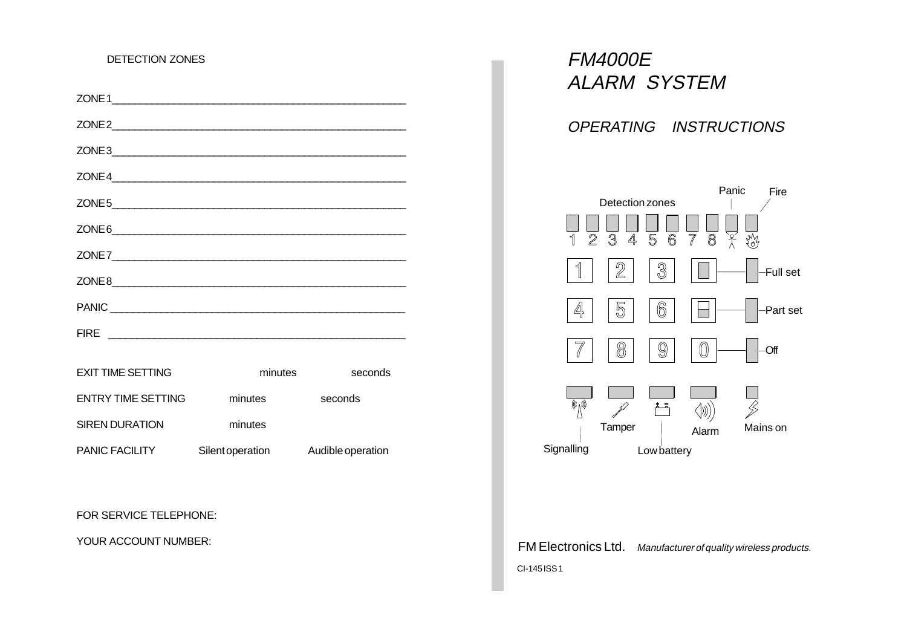DETECTION ZONES

ZONE1______________________________________________

ZONE2______________________________________________

ZONE3______________________________________________

ZONE4______________________________________________

ZONE5______________________________________________

ZONE6______________________________________________

ZONE7______________________________________________

ZONE8______________________________________________

PANIC ______________________________________________

FIRE ______________________________________________

| | | |
|---|---|---|
| EXIT TIME SETTING | minutes | seconds |
| ENTRY TIME SETTING | minutes | seconds |
| SIREN DURATION | minutes | |
| PANIC FACILITY | Silent operation | Audible operation |

FOR SERVICE TELEPHONE:

YOUR ACCOUNT NUMBER:

# *FM4000E ALARM SYSTEM*

## *OPERATING INSTRUCTIONS*

Detection zones
1 2 3 4 5 6 7 8
Panic
Fire

1 2 3 — Full set
4 5 6 — Part set
7 8 9 0 — Off

Signalling
Tamper
Low battery
Alarm
Mains on

FM Electronics Ltd. *Manufacturer of quality wireless products.*

CI-145 ISS 1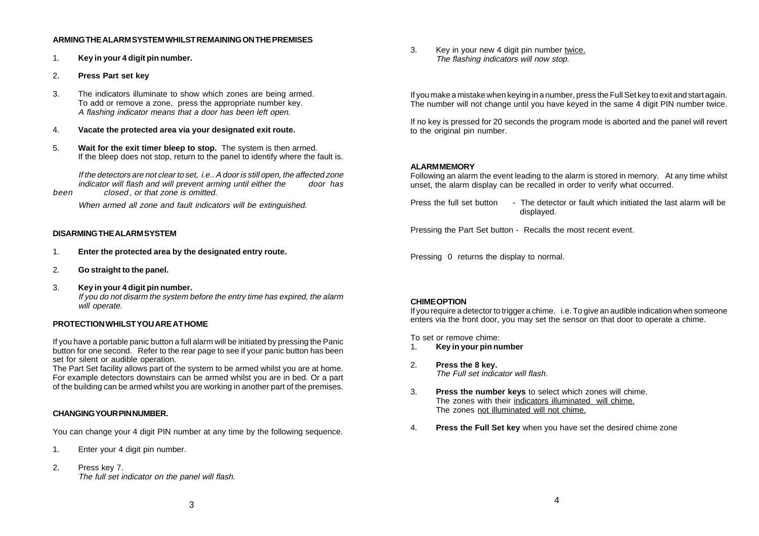## ARMING THE ALARM SYSTEM WHILST REMAINING ON THE PREMISES

1. **Key in your 4 digit pin number.**

2. **Press Part set key**

3. The indicators illuminate to show which zones are being armed. To add or remove a zone, press the appropriate number key.
   *A flashing indicator means that a door has been left open.*

4. **Vacate the protected area via your designated exit route.**

5. **Wait for the exit timer bleep to stop.** The system is then armed. If the bleep does not stop, return to the panel to identify where the fault is.

   *If the detectors are not clear to set, i.e.. A door is still open, the affected zone indicator will flash and will prevent arming until either the door has been closed, or that zone is omitted.*

   *When armed all zone and fault indicators will be extinguished.*

## DISARMING THE ALARM SYSTEM

1. **Enter the protected area by the designated entry route.**

2. **Go straight to the panel.**

3. **Key in your 4 digit pin number.**
   *If you do not disarm the system before the entry time has expired, the alarm will operate.*

## PROTECTION WHILST YOU ARE AT HOME

If you have a portable panic button a full alarm will be initiated by pressing the Panic button for one second. Refer to the rear page to see if your panic button has been set for silent or audible operation.
The Part Set facility allows part of the system to be armed whilst you are at home. For example detectors downstairs can be armed whilst you are in bed. Or a part of the building can be armed whilst you are working in another part of the premises.

## CHANGING YOUR PIN NUMBER.

You can change your 4 digit PIN number at any time by the following sequence.

1. Enter your 4 digit pin number.

2. Press key 7.
   *The full set indicator on the panel will flash.*

3. Key in your new 4 digit pin number twice.
   *The flashing indicators will now stop.*

If you make a mistake when keying in a number, press the Full Set key to exit and start again. The number will not change until you have keyed in the same 4 digit PIN number twice.

If no key is pressed for 20 seconds the program mode is aborted and the panel will revert to the original pin number.

## ALARM MEMORY

Following an alarm the event leading to the alarm is stored in memory. At any time whilst unset, the alarm display can be recalled in order to verify what occurred.

Press the full set button - The detector or fault which initiated the last alarm will be displayed.

Pressing the Part Set button - Recalls the most recent event.

Pressing 0 returns the display to normal.

## CHIME OPTION

If you require a detector to trigger a chime. i.e. To give an audible indication when someone enters via the front door, you may set the sensor on that door to operate a chime.

To set or remove chime:

1. **Key in your pin number**

2. **Press the 8 key.**
   *The Full set indicator will flash.*

3. **Press the number keys** to select which zones will chime.
   The zones with their indicators illuminated will chime.
   The zones not illuminated will not chime.

4. **Press the Full Set key** when you have set the desired chime zone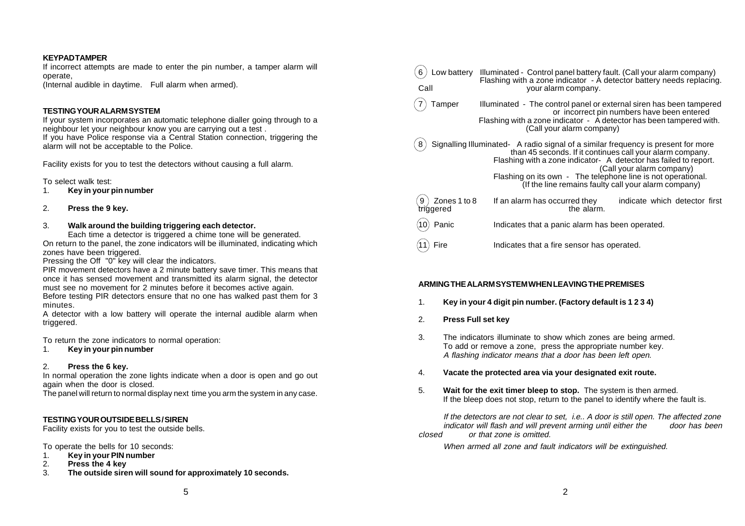## KEYPAD TAMPER

If incorrect attempts are made to enter the pin number, a tamper alarm will operate,
(Internal audible in daytime. Full alarm when armed).

## TESTING YOUR ALARM SYSTEM

If your system incorporates an automatic telephone dialler going through to a neighbour let your neighbour know you are carrying out a test .
If you have Police response via a Central Station connection, triggering the alarm will not be acceptable to the Police.

Facility exists for you to test the detectors without causing a full alarm.

To select walk test:

1. **Key in your pin number**
2. **Press the 9 key.**
3. **Walk around the building triggering each detector.**
   Each time a detector is triggered a chime tone will be generated.

On return to the panel, the zone indicators will be illuminated, indicating which zones have been triggered.
Pressing the Off "0" key will clear the indicators.
PIR movement detectors have a 2 minute battery save timer. This means that once it has sensed movement and transmitted its alarm signal, the detector must see no movement for 2 minutes before it becomes active again.
Before testing PIR detectors ensure that no one has walked past them for 3 minutes.
A detector with a low battery will operate the internal audible alarm when triggered.

To return the zone indicators to normal operation:

1. **Key in your pin number**
2. **Press the 6 key.**

In normal operation the zone lights indicate when a door is open and go out again when the door is closed.
The panel will return to normal display next time you arm the system in any case.

## TESTING YOUR OUTSIDE BELLS / SIREN

Facility exists for you to test the outside bells.

To operate the bells for 10 seconds:

1. **Key in your PIN number**
2. **Press the 4 key**
3. **The outside siren will sound for approximately 10 seconds.**

(6) Low battery — Illuminated - Control panel battery fault. (Call your alarm company)
Flashing with a zone indicator - A detector battery needs replacing. Call your alarm company.

(7) Tamper — Illuminated - The control panel or external siren has been tampered or incorrect pin numbers have been entered
Flashing with a zone indicator - A detector has been tampered with. (Call your alarm company)

(8) Signalling — Illuminated- A radio signal of a similar frequency is present for more than 45 seconds. If it continues call your alarm company.
Flashing with a zone indicator- A detector has failed to report. (Call your alarm company)
Flashing on its own - The telephone line is not operational. (If the line remains faulty call your alarm company)

(9) Zones 1 to 8 — If an alarm has occurred they indicate which detector first triggered the alarm.

(10) Panic — Indicates that a panic alarm has been operated.

(11) Fire — Indicates that a fire sensor has operated.

## ARMING THE ALARM SYSTEM WHEN LEAVING THE PREMISES

1. **Key in your 4 digit pin number. (Factory default is 1 2 3 4)**
2. **Press Full set key**
3. The indicators illuminate to show which zones are being armed.
   To add or remove a zone, press the appropriate number key.
   *A flashing indicator means that a door has been left open.*
4. **Vacate the protected area via your designated exit route.**
5. **Wait for the exit timer bleep to stop.** The system is then armed.
   If the bleep does not stop, return to the panel to identify where the fault is.

*If the detectors are not clear to set, i.e.. A door is still open. The affected zone indicator will flash and will prevent arming until either the door has been closed or that zone is omitted.*

*When armed all zone and fault indicators will be extinguished.*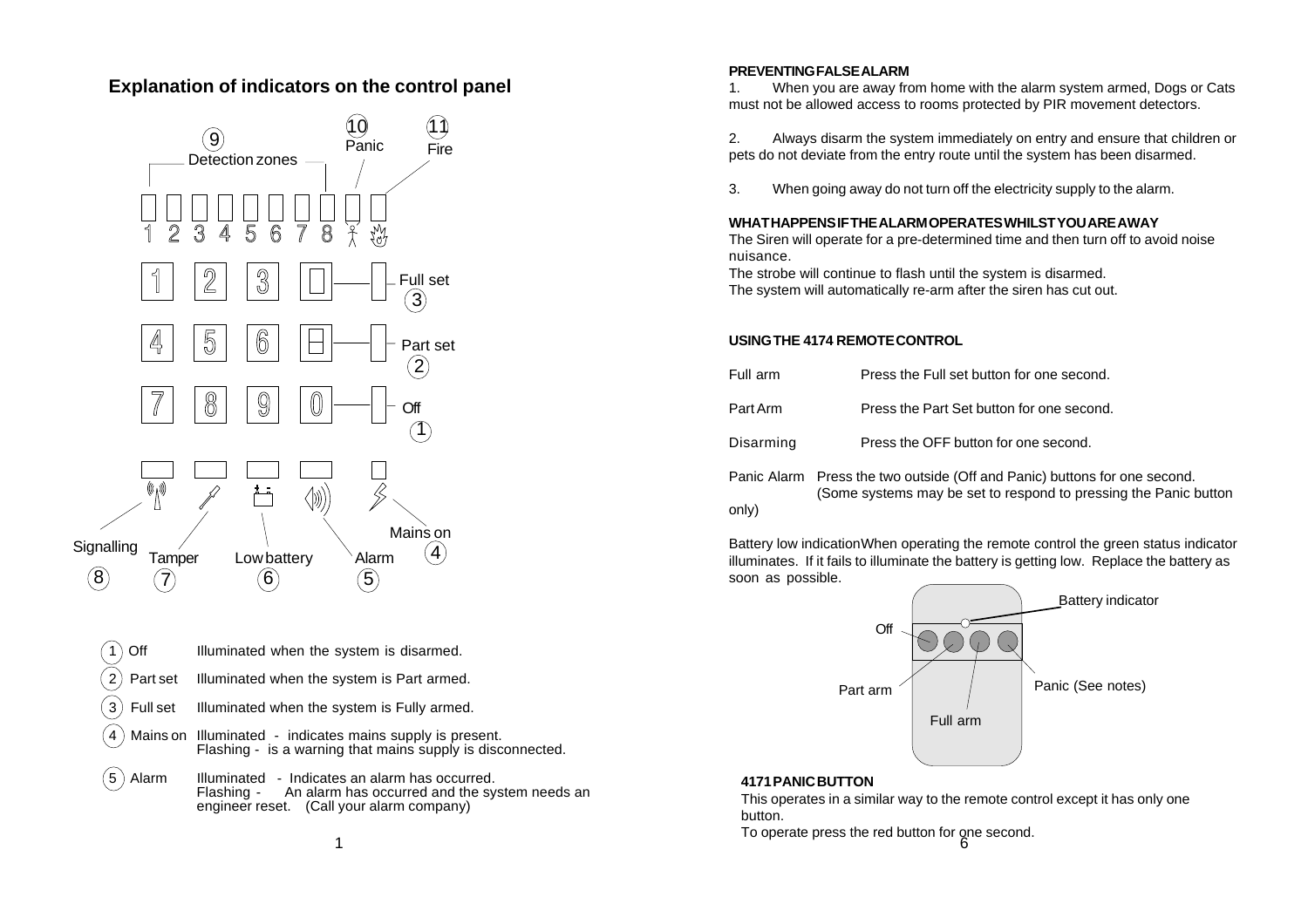## Explanation of indicators on the control panel

9 Detection zones
10 Panic
11 Fire

1 2 3 4 5 6 7 8

Full set 3
Part set 2
Off 1

Signalling 8
Tamper 7
Low battery 6
Alarm 5
Mains on 4

1. Off — Illuminated when the system is disarmed.
2. Part set — Illuminated when the system is Part armed.
3. Full set — Illuminated when the system is Fully armed.
4. Mains on — Illuminated - indicates mains supply is present. Flashing - is a warning that mains supply is disconnected.
5. Alarm — Illuminated - Indicates an alarm has occurred. Flashing - An alarm has occurred and the system needs an engineer reset. (Call your alarm company)

**PREVENTING FALSE ALARM**

1. When you are away from home with the alarm system armed, Dogs or Cats must not be allowed access to rooms protected by PIR movement detectors.

2. Always disarm the system immediately on entry and ensure that children or pets do not deviate from the entry route until the system has been disarmed.

3. When going away do not turn off the electricity supply to the alarm.

**WHAT HAPPENS IF THE ALARM OPERATES WHILST YOU ARE AWAY**

The Siren will operate for a pre-determined time and then turn off to avoid noise nuisance.
The strobe will continue to flash until the system is disarmed.
The system will automatically re-arm after the siren has cut out.

**USING THE 4174 REMOTE CONTROL**

| | |
|---|---|
| Full arm | Press the Full set button for one second. |
| Part Arm | Press the Part Set button for one second. |
| Disarming | Press the OFF button for one second. |
| Panic Alarm | Press the two outside (Off and Panic) buttons for one second. (Some systems may be set to respond to pressing the Panic button only) |

Battery low indication When operating the remote control the green status indicator illuminates. If it fails to illuminate the battery is getting low. Replace the battery as soon as possible.

Battery indicator
Off
Part arm
Full arm
Panic (See notes)

**4171 PANIC BUTTON**

This operates in a similar way to the remote control except it has only one button.
To operate press the red button for one second.